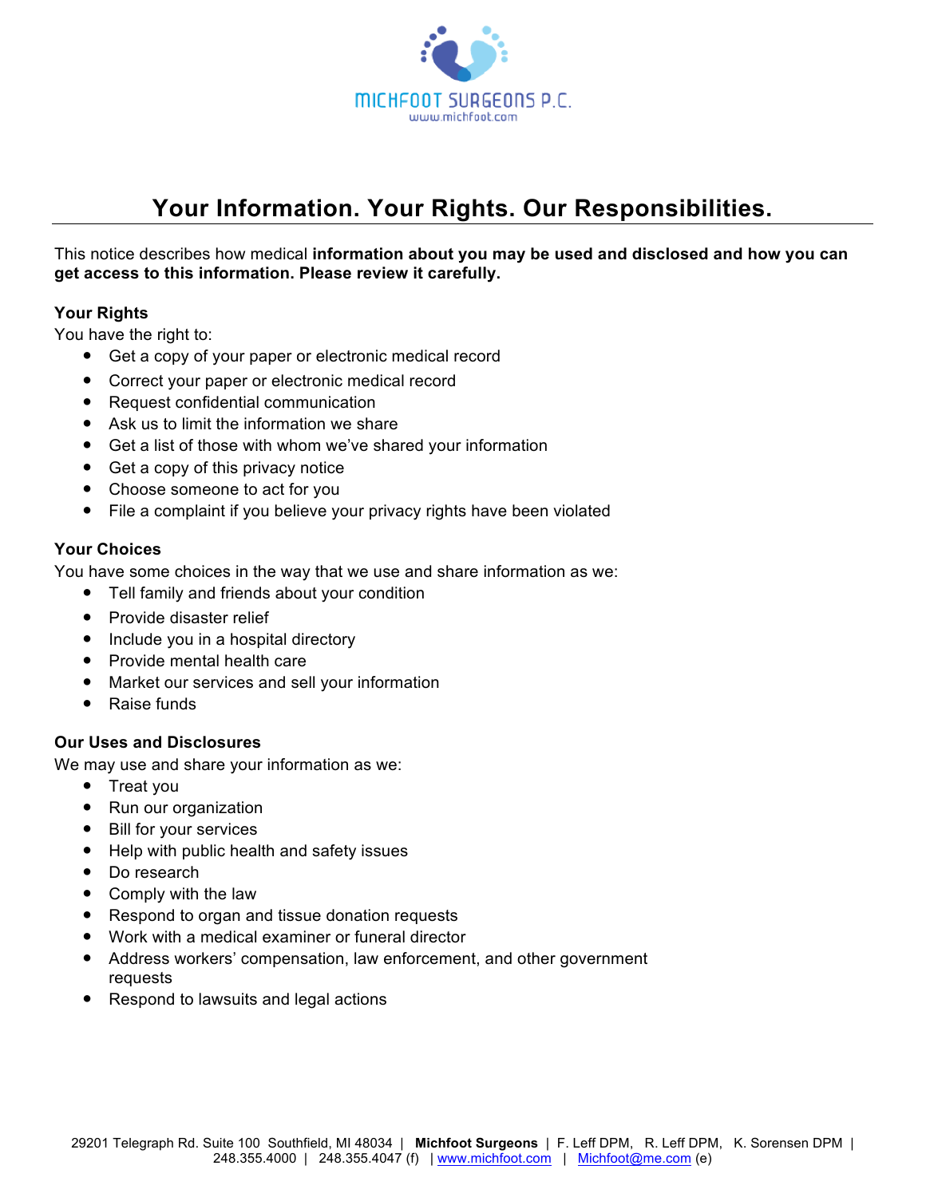MICHFOOT SURGEONS P.C.
www.michfoot.com

# Your Information. Your Rights. Our Responsibilities.

This notice describes how medical **information about you may be used and disclosed and how you can get access to this information. Please review it carefully.**

**Your Rights**

You have the right to:

- Get a copy of your paper or electronic medical record
- Correct your paper or electronic medical record
- Request confidential communication
- Ask us to limit the information we share
- Get a list of those with whom we've shared your information
- Get a copy of this privacy notice
- Choose someone to act for you
- File a complaint if you believe your privacy rights have been violated

**Your Choices**

You have some choices in the way that we use and share information as we:

- Tell family and friends about your condition
- Provide disaster relief
- Include you in a hospital directory
- Provide mental health care
- Market our services and sell your information
- Raise funds

**Our Uses and Disclosures**

We may use and share your information as we:

- Treat you
- Run our organization
- Bill for your services
- Help with public health and safety issues
- Do research
- Comply with the law
- Respond to organ and tissue donation requests
- Work with a medical examiner or funeral director
- Address workers' compensation, law enforcement, and other government requests
- Respond to lawsuits and legal actions

29201 Telegraph Rd. Suite 100 Southfield, MI 48034 | **Michfoot Surgeons** | F. Leff DPM, R. Leff DPM, K. Sorensen DPM | 248.355.4000 | 248.355.4047 (f) | www.michfoot.com | Michfoot@me.com (e)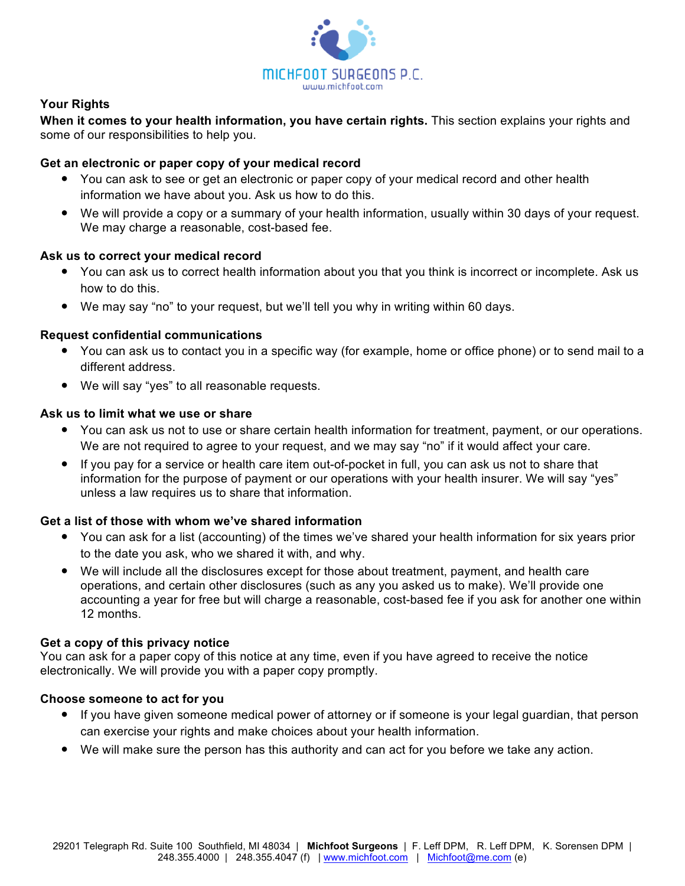## Your Rights

**When it comes to your health information, you have certain rights.** This section explains your rights and some of our responsibilities to help you.

### Get an electronic or paper copy of your medical record

- You can ask to see or get an electronic or paper copy of your medical record and other health information we have about you. Ask us how to do this.
- We will provide a copy or a summary of your health information, usually within 30 days of your request. We may charge a reasonable, cost-based fee.

### Ask us to correct your medical record

- You can ask us to correct health information about you that you think is incorrect or incomplete. Ask us how to do this.
- We may say "no" to your request, but we'll tell you why in writing within 60 days.

### Request confidential communications

- You can ask us to contact you in a specific way (for example, home or office phone) or to send mail to a different address.
- We will say "yes" to all reasonable requests.

### Ask us to limit what we use or share

- You can ask us not to use or share certain health information for treatment, payment, or our operations. We are not required to agree to your request, and we may say "no" if it would affect your care.
- If you pay for a service or health care item out-of-pocket in full, you can ask us not to share that information for the purpose of payment or our operations with your health insurer. We will say "yes" unless a law requires us to share that information.

### Get a list of those with whom we've shared information

- You can ask for a list (accounting) of the times we've shared your health information for six years prior to the date you ask, who we shared it with, and why.
- We will include all the disclosures except for those about treatment, payment, and health care operations, and certain other disclosures (such as any you asked us to make). We'll provide one accounting a year for free but will charge a reasonable, cost-based fee if you ask for another one within 12 months.

### Get a copy of this privacy notice

You can ask for a paper copy of this notice at any time, even if you have agreed to receive the notice electronically. We will provide you with a paper copy promptly.

### Choose someone to act for you

- If you have given someone medical power of attorney or if someone is your legal guardian, that person can exercise your rights and make choices about your health information.
- We will make sure the person has this authority and can act for you before we take any action.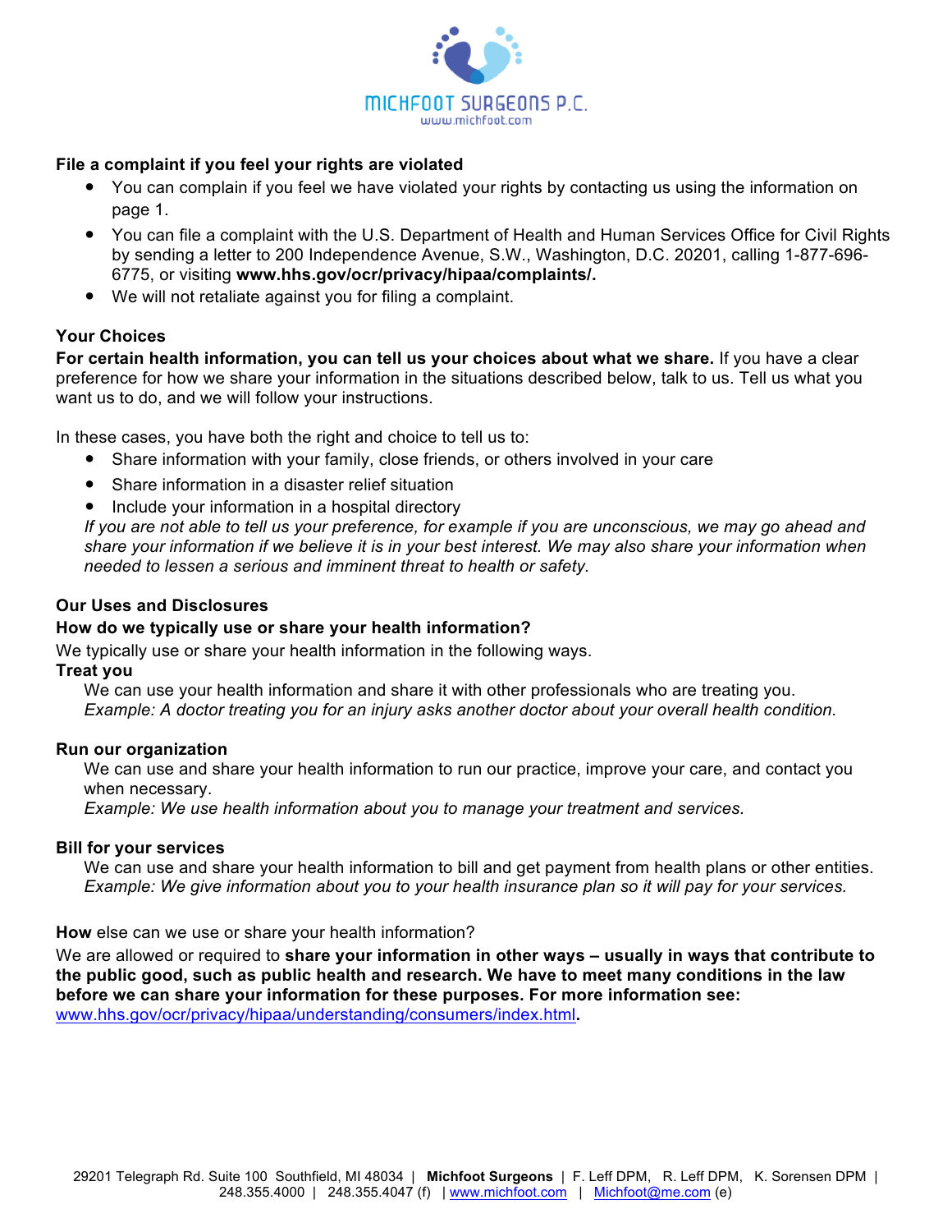**File a complaint if you feel your rights are violated**

- You can complain if you feel we have violated your rights by contacting us using the information on page 1.
- You can file a complaint with the U.S. Department of Health and Human Services Office for Civil Rights by sending a letter to 200 Independence Avenue, S.W., Washington, D.C. 20201, calling 1-877-696-6775, or visiting **www.hhs.gov/ocr/privacy/hipaa/complaints/.**
- We will not retaliate against you for filing a complaint.

**Your Choices**

**For certain health information, you can tell us your choices about what we share.** If you have a clear preference for how we share your information in the situations described below, talk to us. Tell us what you want us to do, and we will follow your instructions.

In these cases, you have both the right and choice to tell us to:

- Share information with your family, close friends, or others involved in your care
- Share information in a disaster relief situation
- Include your information in a hospital directory

*If you are not able to tell us your preference, for example if you are unconscious, we may go ahead and share your information if we believe it is in your best interest. We may also share your information when needed to lessen a serious and imminent threat to health or safety.*

**Our Uses and Disclosures**

**How do we typically use or share your health information?**

We typically use or share your health information in the following ways.

**Treat you**

We can use your health information and share it with other professionals who are treating you.
*Example: A doctor treating you for an injury asks another doctor about your overall health condition.*

**Run our organization**

We can use and share your health information to run our practice, improve your care, and contact you when necessary.
*Example: We use health information about you to manage your treatment and services.*

**Bill for your services**

We can use and share your health information to bill and get payment from health plans or other entities.
*Example: We give information about you to your health insurance plan so it will pay for your services.*

**How** else can we use or share your health information?

We are allowed or required to **share your information in other ways – usually in ways that contribute to the public good, such as public health and research. We have to meet many conditions in the law before we can share your information for these purposes. For more information see:** www.hhs.gov/ocr/privacy/hipaa/understanding/consumers/index.html**.**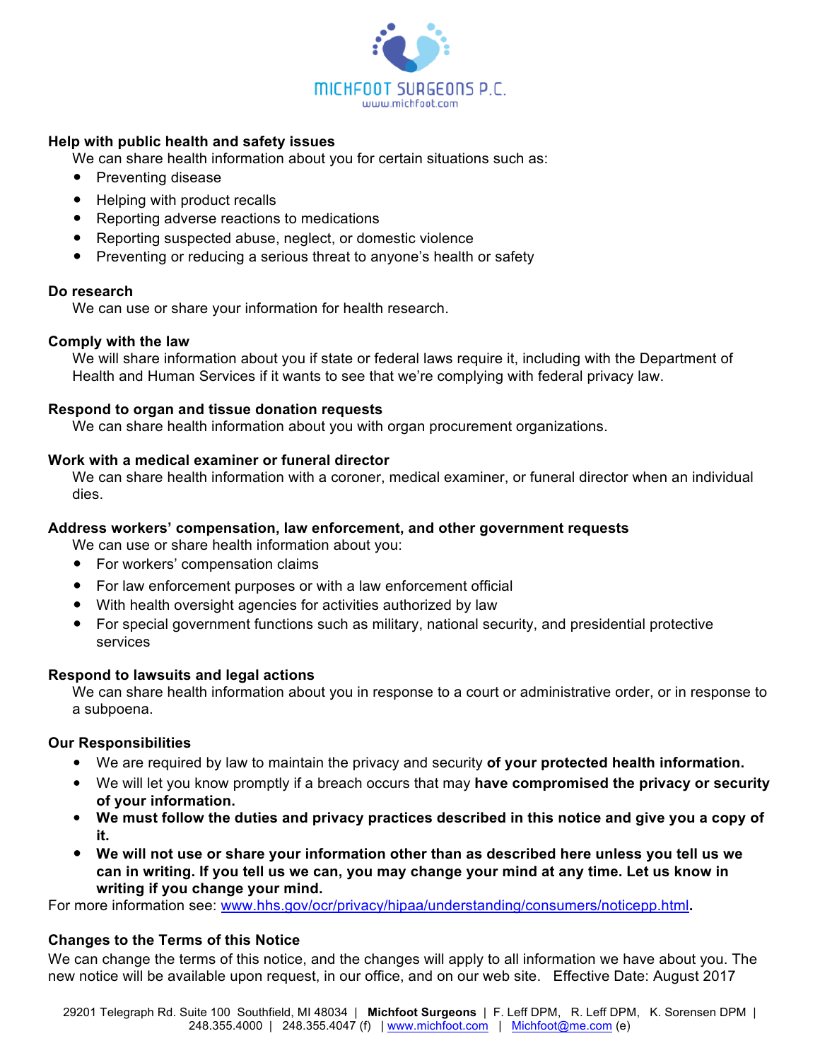**Help with public health and safety issues**

We can share health information about you for certain situations such as:

- Preventing disease
- Helping with product recalls
- Reporting adverse reactions to medications
- Reporting suspected abuse, neglect, or domestic violence
- Preventing or reducing a serious threat to anyone's health or safety

**Do research**

We can use or share your information for health research.

**Comply with the law**

We will share information about you if state or federal laws require it, including with the Department of Health and Human Services if it wants to see that we're complying with federal privacy law.

**Respond to organ and tissue donation requests**

We can share health information about you with organ procurement organizations.

**Work with a medical examiner or funeral director**

We can share health information with a coroner, medical examiner, or funeral director when an individual dies.

**Address workers' compensation, law enforcement, and other government requests**

We can use or share health information about you:

- For workers' compensation claims
- For law enforcement purposes or with a law enforcement official
- With health oversight agencies for activities authorized by law
- For special government functions such as military, national security, and presidential protective services

**Respond to lawsuits and legal actions**

We can share health information about you in response to a court or administrative order, or in response to a subpoena.

**Our Responsibilities**

- We are required by law to maintain the privacy and security **of your protected health information.**
- We will let you know promptly if a breach occurs that may **have compromised the privacy or security of your information.**
- **We must follow the duties and privacy practices described in this notice and give you a copy of it.**
- **We will not use or share your information other than as described here unless you tell us we can in writing. If you tell us we can, you may change your mind at any time. Let us know in writing if you change your mind.**

For more information see: www.hhs.gov/ocr/privacy/hipaa/understanding/consumers/noticepp.html**.**

**Changes to the Terms of this Notice**

We can change the terms of this notice, and the changes will apply to all information we have about you. The new notice will be available upon request, in our office, and on our web site. Effective Date: August 2017